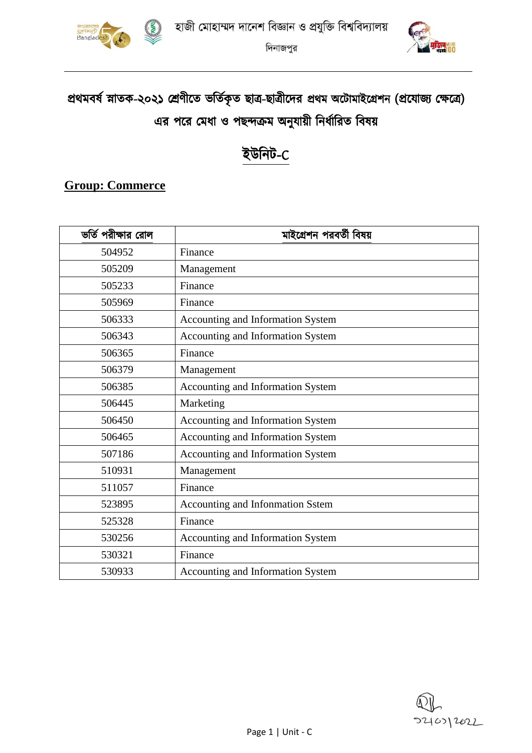হাজী মোহাম্মদ দানেশ বিজ্ঞান ও প্রযুক্তি বিশ্ববিদ্যালয়

দিনাজপুর

# প্রথমবর্ষ স্নাতক-২০২১ শ্রেণীতে ভর্তিকৃত ছাত্র-ছাত্রীদের প্রথম অটোমাইগ্রেশন (প্রযোজ্য ক্ষেত্রে) এর পরে মেধা ও পছন্দক্রম অনুযায়ী নির্ধারিত বিষয়

## ইউনিট-C

**Group: Commerce**

| ভর্তি পরীক্ষার রোল | মাইগ্রেশন পরবর্তী বিষয় |
|---|---|
| 504952 | Finance |
| 505209 | Management |
| 505233 | Finance |
| 505969 | Finance |
| 506333 | Accounting and Information System |
| 506343 | Accounting and Information System |
| 506365 | Finance |
| 506379 | Management |
| 506385 | Accounting and Information System |
| 506445 | Marketing |
| 506450 | Accounting and Information System |
| 506465 | Accounting and Information System |
| 507186 | Accounting and Information System |
| 510931 | Management |
| 511057 | Finance |
| 523895 | Accounting and Infonmation Sstem |
| 525328 | Finance |
| 530256 | Accounting and Information System |
| 530321 | Finance |
| 530933 | Accounting and Information System |

২৭/০১/২০২২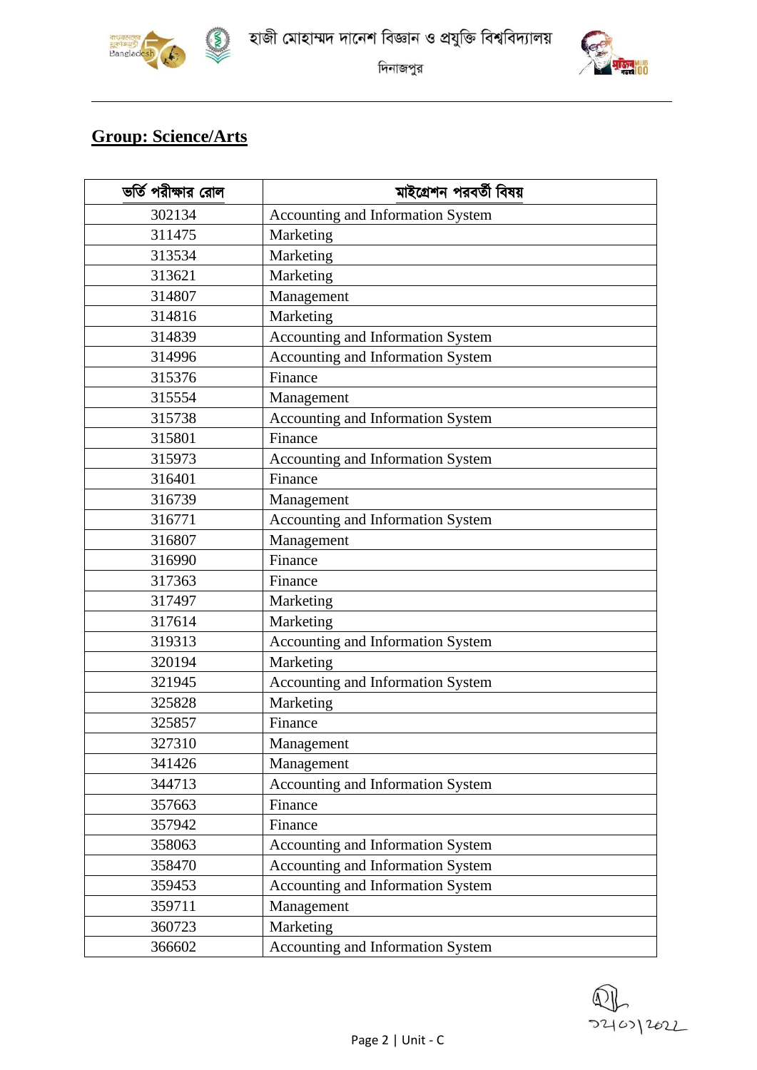## Group: Science/Arts

| ভর্তি পরীক্ষার রোল | মাইগ্রেশন পরবর্তী বিষয় |
| --- | --- |
| 302134 | Accounting and Information System |
| 311475 | Marketing |
| 313534 | Marketing |
| 313621 | Marketing |
| 314807 | Management |
| 314816 | Marketing |
| 314839 | Accounting and Information System |
| 314996 | Accounting and Information System |
| 315376 | Finance |
| 315554 | Management |
| 315738 | Accounting and Information System |
| 315801 | Finance |
| 315973 | Accounting and Information System |
| 316401 | Finance |
| 316739 | Management |
| 316771 | Accounting and Information System |
| 316807 | Management |
| 316990 | Finance |
| 317363 | Finance |
| 317497 | Marketing |
| 317614 | Marketing |
| 319313 | Accounting and Information System |
| 320194 | Marketing |
| 321945 | Accounting and Information System |
| 325828 | Marketing |
| 325857 | Finance |
| 327310 | Management |
| 341426 | Management |
| 344713 | Accounting and Information System |
| 357663 | Finance |
| 357942 | Finance |
| 358063 | Accounting and Information System |
| 358470 | Accounting and Information System |
| 359453 | Accounting and Information System |
| 359711 | Management |
| 360723 | Marketing |
| 366602 | Accounting and Information System |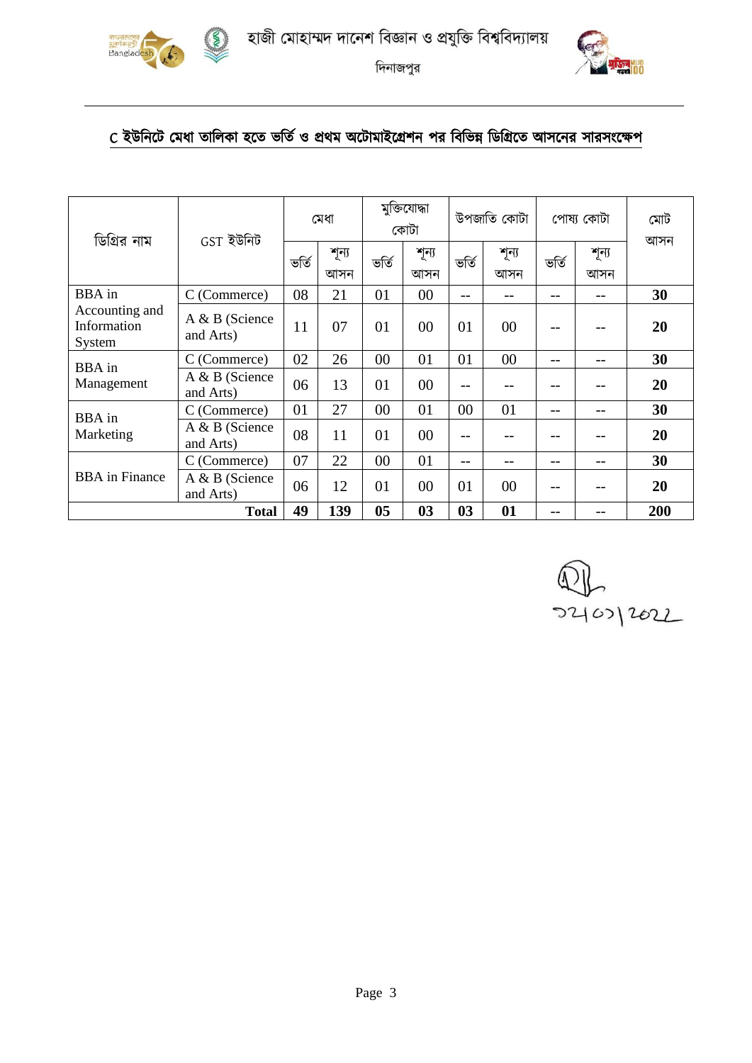হাজী মোহাম্মদ দানেশ বিজ্ঞান ও প্রযুক্তি বিশ্ববিদ্যালয়

দিনাজপুর

## C ইউনিটে মেধা তালিকা হতে ভর্তি ও প্রথম অটোমাইগ্রেশন পর বিভিন্ন ডিগ্রিতে আসনের সারসংক্ষেপ

| ডিগ্রির নাম | GST ইউনিট | মেধা | | মুক্তিযোদ্ধা কোটা | | উপজাতি কোটা | | পোষ্য কোটা | | মোট আসন |
|---|---|---|---|---|---|---|---|---|---|---|
| | | ভর্তি | শূন্য আসন | ভর্তি | শূন্য আসন | ভর্তি | শূন্য আসন | ভর্তি | শূন্য আসন | |
| BBA in Accounting and Information System | C (Commerce) | 08 | 21 | 01 | 00 | -- | -- | -- | -- | **30** |
| | A & B (Science and Arts) | 11 | 07 | 01 | 00 | 01 | 00 | -- | -- | **20** |
| BBA in Management | C (Commerce) | 02 | 26 | 00 | 01 | 01 | 00 | -- | -- | **30** |
| | A & B (Science and Arts) | 06 | 13 | 01 | 00 | -- | -- | -- | -- | **20** |
| BBA in Marketing | C (Commerce) | 01 | 27 | 00 | 01 | 00 | 01 | -- | -- | **30** |
| | A & B (Science and Arts) | 08 | 11 | 01 | 00 | -- | -- | -- | -- | **20** |
| BBA in Finance | C (Commerce) | 07 | 22 | 00 | 01 | -- | -- | -- | -- | **30** |
| | A & B (Science and Arts) | 06 | 12 | 01 | 00 | 01 | 00 | -- | -- | **20** |
| **Total** | | **49** | **139** | **05** | **03** | **03** | **01** | -- | -- | **200** |

24/03/2022